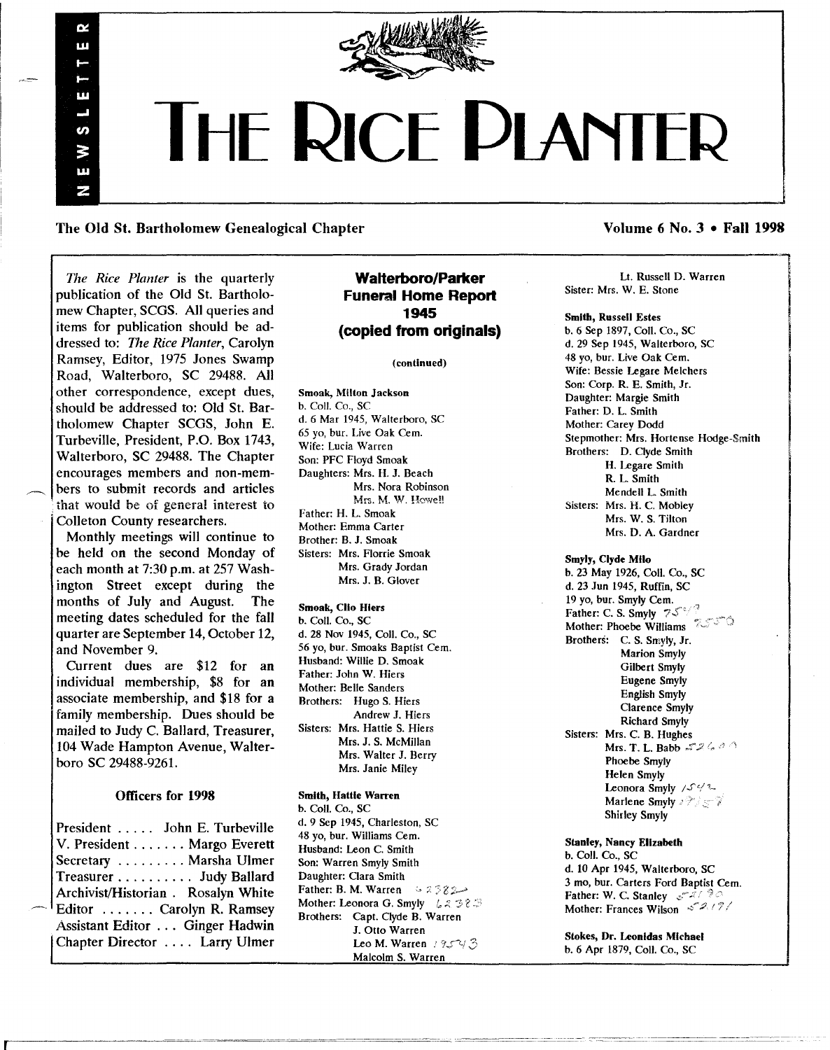# THE RICE PLANTER

NEWSLETTER

**The Old St. Bartholomew Genealogical Chapter** **Volume 6 No. 3 • Fall 1998**

*The Rice Planter* is the quarterly publication of the Old St. Bartholomew Chapter, SCGS. All queries and items for publication should be addressed to: *The Rice Planter*, Carolyn Ramsey, Editor, 1975 Jones Swamp Road, Walterboro, SC 29488. All other correspondence, except dues, should be addressed to: Old St. Bartholomew Chapter SCGS, John E. Turbeville, President, P.O. Box 1743, Walterboro, SC 29488. The Chapter encourages members and non-members to submit records and articles that would be of general interest to Colleton County researchers.

Monthly meetings will continue to be held on the second Monday of each month at 7:30 p.m. at 257 Washington Street except during the months of July and August. The meeting dates scheduled for the fall quarter are September 14, October 12, and November 9.

Current dues are $12 for an individual membership, $8 for an associate membership, and $18 for a family membership. Dues should be mailed to Judy C. Ballard, Treasurer, 104 Wade Hampton Avenue, Walterboro SC 29488-9261.

### Officers for 1998

President ..... John E. Turbeville
V. President ....... Margo Everett
Secretary ......... Marsha Ulmer
Treasurer .......... Judy Ballard
Archivist/Historian . Rosalyn White
Editor ....... Carolyn R. Ramsey
Assistant Editor ... Ginger Hadwin
Chapter Director .... Larry Ulmer

## Walterboro/Parker Funeral Home Report 1945 (copied from originals)

(continued)

**Smoak, Milton Jackson**
b. Coll. Co., SC
d. 6 Mar 1945, Walterboro, SC
65 yo, bur. Live Oak Cem.
Wife: Lucia Warren
Son: PFC Floyd Smoak
Daughters: Mrs. H. J. Beach
Mrs. Nora Robinson
Mrs. M. W. Howell
Father: H. L. Smoak
Mother: Emma Carter
Brother: B. J. Smoak
Sisters: Mrs. Florrie Smoak
Mrs. Grady Jordan
Mrs. J. B. Glover

**Smoak, Clio Hiers**
b. Coll. Co., SC
d. 28 Nov 1945, Coll. Co., SC
56 yo, bur. Smoaks Baptist Cem.
Husband: Willie D. Smoak
Father: John W. Hiers
Mother: Belle Sanders
Brothers: Hugo S. Hiers
Andrew J. Hiers
Sisters: Mrs. Hattie S. Hiers
Mrs. J. S. McMillan
Mrs. Walter J. Berry
Mrs. Janie Miley

**Smith, Hattie Warren**
b. Coll. Co., SC
d. 9 Sep 1945, Charleston, SC
48 yo, bur. Williams Cem.
Husband: Leon C. Smith
Son: Warren Smyly Smith
Daughter: Clara Smith
Father: B. M. Warren 62382
Mother: Leonora G. Smyly 62383
Brothers: Capt. Clyde B. Warren
J. Otto Warren
Leo M. Warren 19543
Malcolm S. Warren
Lt. Russell D. Warren
Sister: Mrs. W. E. Stone

**Smith, Russell Estes**
b. 6 Sep 1897, Coll. Co., SC
d. 29 Sep 1945, Walterboro, SC
48 yo, bur. Live Oak Cem.
Wife: Bessie Legare Melchers
Son: Corp. R. E. Smith, Jr.
Daughter: Margie Smith
Father: D. L. Smith
Mother: Carey Dodd
Stepmother: Mrs. Hortense Hodge-Smith
Brothers: D. Clyde Smith
H. Legare Smith
R. L. Smith
Mendell L. Smith
Sisters: Mrs. H. C. Mobley
Mrs. W. S. Tilton
Mrs. D. A. Gardner

**Smyly, Clyde Milo**
b. 23 May 1926, Coll. Co., SC
d. 23 Jun 1945, Ruffin, SC
19 yo, bur. Smyly Cem.
Father: C. S. Smyly 7549
Mother: Phoebe Williams 7550
Brothers: C. S. Smyly, Jr.
Marion Smyly
Gilbert Smyly
Eugene Smyly
English Smyly
Clarence Smyly
Richard Smyly
Sisters: Mrs. C. B. Hughes
Mrs. T. L. Babb 52600
Phoebe Smyly
Helen Smyly
Leonora Smyly 1542
Marlene Smyly 19157
Shirley Smyly

**Stanley, Nancy Elizabeth**
b. Coll. Co., SC
d. 10 Apr 1945, Walterboro, SC
3 mo, bur. Carters Ford Baptist Cem.
Father: W. C. Stanley 52190
Mother: Frances Wilson 52191

**Stokes, Dr. Leonidas Michael**
b. 6 Apr 1879, Coll. Co., SC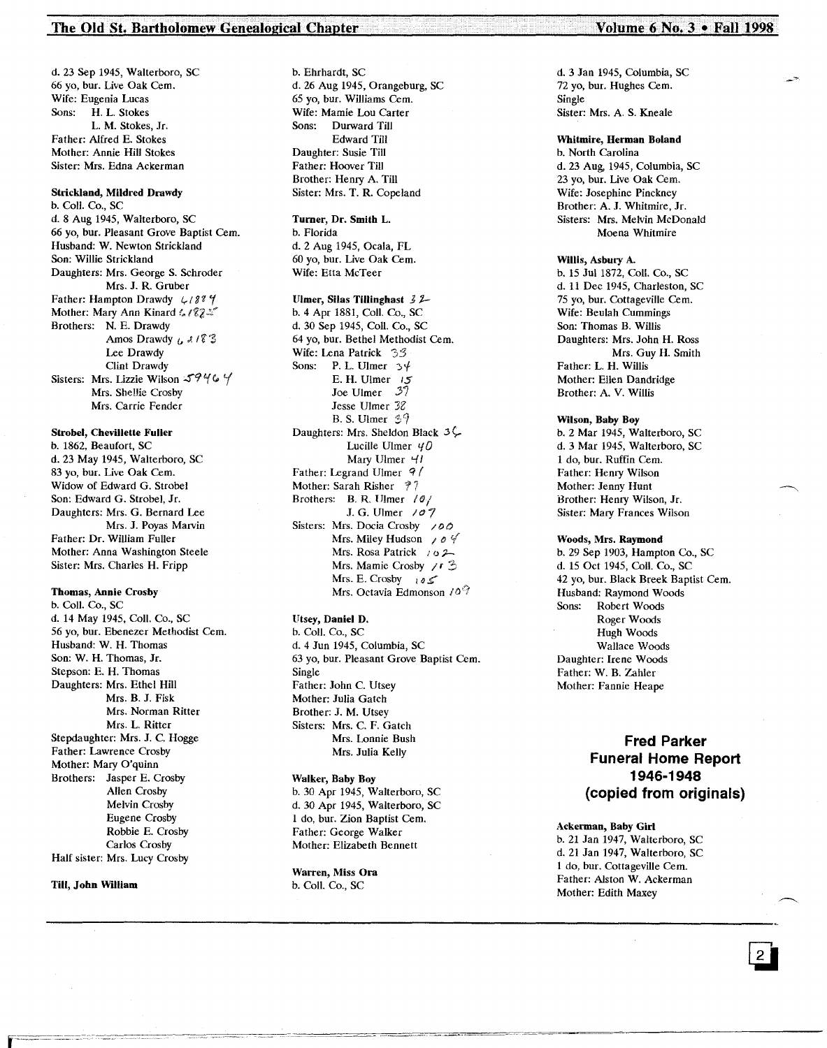d. 23 Sep 1945, Walterboro, SC
66 yo, bur. Live Oak Cem.
Wife: Eugenia Lucas
Sons: H. L. Stokes
L. M. Stokes, Jr.
Father: Alfred E. Stokes
Mother: Annie Hill Stokes
Sister: Mrs. Edna Ackerman

**Strickland, Mildred Drawdy**
b. Coll. Co., SC
d. 8 Aug 1945, Walterboro, SC
66 yo, bur. Pleasant Grove Baptist Cem.
Husband: W. Newton Strickland
Son: Willie Strickland
Daughters: Mrs. George S. Schroder
Mrs. J. R. Gruber
Father: Hampton Drawdy 6/1879
Mother: Mary Ann Kinard 6.1825
Brothers: N. E. Drawdy
Amos Drawdy 6 2183
Lee Drawdy
Clint Drawdy
Sisters: Mrs. Lizzie Wilson 59464
Mrs. Shellie Crosby
Mrs. Carrie Fender

**Strobel, Chevillette Fuller**
b. 1862, Beaufort, SC
d. 23 May 1945, Walterboro, SC
83 yo, bur. Live Oak Cem.
Widow of Edward G. Strobel
Son: Edward G. Strobel, Jr.
Daughters: Mrs. G. Bernard Lee
Mrs. J. Poyas Marvin
Father: Dr. William Fuller
Mother: Anna Washington Steele
Sister: Mrs. Charles H. Fripp

**Thomas, Annie Crosby**
b. Coll. Co., SC
d. 14 May 1945, Coll. Co., SC
56 yo, bur. Ebenezer Methodist Cem.
Husband: W. H. Thomas
Son: W. H. Thomas, Jr.
Stepson: E. H. Thomas
Daughters: Mrs. Ethel Hill
Mrs. B. J. Fisk
Mrs. Norman Ritter
Mrs. L. Ritter
Stepdaughter: Mrs. J. C. Hogge
Father: Lawrence Crosby
Mother: Mary O'quinn
Brothers: Jasper E. Crosby
Allen Crosby
Melvin Crosby
Eugene Crosby
Robbie E. Crosby
Carlos Crosby
Half sister: Mrs. Lucy Crosby

**Till, John William**
b. Ehrhardt, SC
d. 26 Aug 1945, Orangeburg, SC
65 yo, bur. Williams Cem.
Wife: Mamie Lou Carter
Sons: Durward Till
Edward Till
Daughter: Susie Till
Father: Hoover Till
Brother: Henry A. Till
Sister: Mrs. T. R. Copeland

**Turner, Dr. Smith L.**
b. Florida
d. 2 Aug 1945, Ocala, FL
60 yo, bur. Live Oak Cem.
Wife: Etta McTeer

**Ulmer, Silas Tillinghast** 32
b. 4 Apr 1881, Coll. Co., SC
d. 30 Sep 1945, Coll. Co., SC
64 yo, bur. Bethel Methodist Cem.
Wife: Lena Patrick 33
Sons: P. L. Ulmer 34
E. H. Ulmer 15
Joe Ulmer 37
Jesse Ulmer 38
B. S. Ulmer 39
Daughters: Mrs. Sheldon Black 36
Lucille Ulmer 40
Mary Ulmer 41
Father: Legrand Ulmer 91
Mother: Sarah Risher 97
Brothers: B. R. Ulmer 101
J. G. Ulmer 107
Sisters: Mrs. Docia Crosby 100
Mrs. Miley Hudson 104
Mrs. Rosa Patrick 102
Mrs. Mamie Crosby 103
Mrs. E. Crosby 105
Mrs. Octavia Edmonson 109

**Utsey, Daniel D.**
b. Coll. Co., SC
d. 4 Jun 1945, Columbia, SC
63 yo, bur. Pleasant Grove Baptist Cem.
Single
Father: John C. Utsey
Mother: Julia Gatch
Brother: J. M. Utsey
Sisters: Mrs. C. F. Gatch
Mrs. Lonnie Bush
Mrs. Julia Kelly

**Walker, Baby Boy**
b. 30 Apr 1945, Walterboro, SC
d. 30 Apr 1945, Walterboro, SC
1 do, bur. Zion Baptist Cem.
Father: George Walker
Mother: Elizabeth Bennett

**Warren, Miss Ora**
b. Coll. Co., SC
d. 3 Jan 1945, Columbia, SC
72 yo, bur. Hughes Cem.
Single
Sister: Mrs. A. S. Kneale

**Whitmire, Herman Boland**
b. North Carolina
d. 23 Aug, 1945, Columbia, SC
23 yo, bur. Live Oak Cem.
Wife: Josephine Pinckney
Brother: A. J. Whitmire, Jr.
Sisters: Mrs. Melvin McDonald
Moena Whitmire

**Willis, Asbury A.**
b. 15 Jul 1872, Coll. Co., SC
d. 11 Dec 1945, Charleston, SC
75 yo, bur. Cottageville Cem.
Wife: Beulah Cummings
Son: Thomas B. Willis
Daughters: Mrs. John H. Ross
Mrs. Guy H. Smith
Father: L. H. Willis
Mother: Ellen Dandridge
Brother: A. V. Willis

**Wilson, Baby Boy**
b. 2 Mar 1945, Walterboro, SC
d. 3 Mar 1945, Walterboro, SC
1 do, bur. Ruffin Cem.
Father: Henry Wilson
Mother: Jenny Hunt
Brother: Henry Wilson, Jr.
Sister: Mary Frances Wilson

**Woods, Mrs. Raymond**
b. 29 Sep 1903, Hampton Co., SC
d. 15 Oct 1945, Coll. Co., SC
42 yo, bur. Black Breek Baptist Cem.
Husband: Raymond Woods
Sons: Robert Woods
Roger Woods
Hugh Woods
Wallace Woods
Daughter: Irene Woods
Father: W. B. Zahler
Mother: Fannie Heape

## Fred Parker Funeral Home Report 1946-1948 (copied from originals)

**Ackerman, Baby Girl**
b. 21 Jan 1947, Walterboro, SC
d. 21 Jan 1947, Walterboro, SC
1 do, bur. Cottageville Cem.
Father: Alston W. Ackerman
Mother: Edith Maxey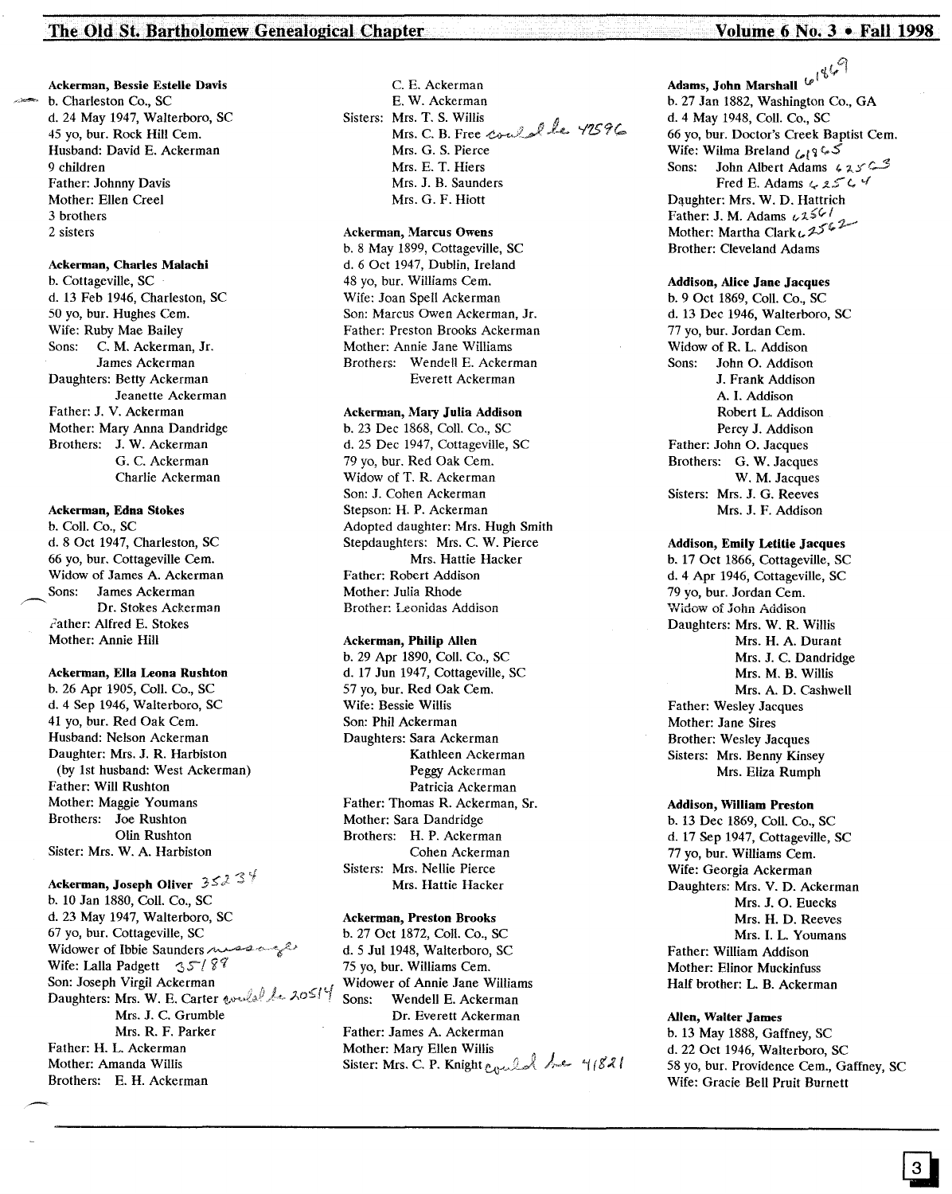**Ackerman, Bessie Estelle Davis**
b. Charleston Co., SC
d. 24 May 1947, Walterboro, SC
45 yo, bur. Rock Hill Cem.
Husband: David E. Ackerman
9 children
Father: Johnny Davis
Mother: Ellen Creel
3 brothers
2 sisters

**Ackerman, Charles Malachi**
b. Cottageville, SC
d. 13 Feb 1946, Charleston, SC
50 yo, bur. Hughes Cem.
Wife: Ruby Mae Bailey
Sons: C. M. Ackerman, Jr.
James Ackerman
Daughters: Betty Ackerman
Jeanette Ackerman
Father: J. V. Ackerman
Mother: Mary Anna Dandridge
Brothers: J. W. Ackerman
G. C. Ackerman
Charlie Ackerman

**Ackerman, Edna Stokes**
b. Coll. Co., SC
d. 8 Oct 1947, Charleston, SC
66 yo, bur. Cottageville Cem.
Widow of James A. Ackerman
Sons: James Ackerman
Dr. Stokes Ackerman
Father: Alfred E. Stokes
Mother: Annie Hill

**Ackerman, Ella Leona Rushton**
b. 26 Apr 1905, Coll. Co., SC
d. 4 Sep 1946, Walterboro, SC
41 yo, bur. Red Oak Cem.
Husband: Nelson Ackerman
Daughter: Mrs. J. R. Harbiston
(by 1st husband: West Ackerman)
Father: Will Rushton
Mother: Maggie Youmans
Brothers: Joe Rushton
Olin Rushton
Sister: Mrs. W. A. Harbiston

**Ackerman, Joseph Oliver** 35234
b. 10 Jan 1880, Coll. Co., SC
d. 23 May 1947, Walterboro, SC
67 yo, bur. Cottageville, SC
Widower of Ibbie Saunders missing
Wife: Lalla Padgett 35188
Son: Joseph Virgil Ackerman
Daughters: Mrs. W. E. Carter could be 20514
Mrs. J. C. Grumble
Mrs. R. F. Parker
Father: H. L. Ackerman
Mother: Amanda Willis
Brothers: E. H. Ackerman
C. E. Ackerman
E. W. Ackerman
Sisters: Mrs. T. S. Willis
Mrs. C. B. Free could be 45596
Mrs. G. S. Pierce
Mrs. E. T. Hiers
Mrs. J. B. Saunders
Mrs. G. F. Hiott

**Ackerman, Marcus Owens**
b. 8 May 1899, Cottageville, SC
d. 6 Oct 1947, Dublin, Ireland
48 yo, bur. Williams Cem.
Wife: Joan Spell Ackerman
Son: Marcus Owen Ackerman, Jr.
Father: Preston Brooks Ackerman
Mother: Annie Jane Williams
Brothers: Wendell E. Ackerman
Everett Ackerman

**Ackerman, Mary Julia Addison**
b. 23 Dec 1868, Coll. Co., SC
d. 25 Dec 1947, Cottageville, SC
79 yo, bur. Red Oak Cem.
Widow of T. R. Ackerman
Son: J. Cohen Ackerman
Stepson: H. P. Ackerman
Adopted daughter: Mrs. Hugh Smith
Stepdaughters: Mrs. C. W. Pierce
Mrs. Hattie Hacker
Father: Robert Addison
Mother: Julia Rhode
Brother: Leonidas Addison

**Ackerman, Philip Allen**
b. 29 Apr 1890, Coll. Co., SC
d. 17 Jun 1947, Cottageville, SC
57 yo, bur. Red Oak Cem.
Wife: Bessie Willis
Son: Phil Ackerman
Daughters: Sara Ackerman
Kathleen Ackerman
Peggy Ackerman
Patricia Ackerman
Father: Thomas R. Ackerman, Sr.
Mother: Sara Dandridge
Brothers: H. P. Ackerman
Cohen Ackerman
Sisters: Mrs. Nellie Pierce
Mrs. Hattie Hacker

**Ackerman, Preston Brooks**
b. 27 Oct 1872, Coll. Co., SC
d. 5 Jul 1948, Walterboro, SC
75 yo, bur. Williams Cem.
Widower of Annie Jane Williams
Sons: Wendell E. Ackerman
Dr. Everett Ackerman
Father: James A. Ackerman
Mother: Mary Ellen Willis
Sister: Mrs. C. P. Knight could be 41821

**Adams, John Marshall** 61869
b. 27 Jan 1882, Washington Co., GA
d. 4 May 1948, Coll. Co., SC
66 yo, bur. Doctor's Creek Baptist Cem.
Wife: Wilma Breland 61865
Sons: John Albert Adams 62563
Fred E. Adams 62564
Daughter: Mrs. W. D. Hattrich
Father: J. M. Adams 62561
Mother: Martha Clark 62562
Brother: Cleveland Adams

**Addison, Alice Jane Jacques**
b. 9 Oct 1869, Coll. Co., SC
d. 13 Dec 1946, Walterboro, SC
77 yo, bur. Jordan Cem.
Widow of R. L. Addison
Sons: John O. Addison
J. Frank Addison
A. I. Addison
Robert L. Addison
Percy J. Addison
Father: John O. Jacques
Brothers: G. W. Jacques
W. M. Jacques
Sisters: Mrs. J. G. Reeves
Mrs. J. F. Addison

**Addison, Emily Letitie Jacques**
b. 17 Oct 1866, Cottageville, SC
d. 4 Apr 1946, Cottageville, SC
79 yo, bur. Jordan Cem.
Widow of John Addison
Daughters: Mrs. W. R. Willis
Mrs. H. A. Durant
Mrs. J. C. Dandridge
Mrs. M. B. Willis
Mrs. A. D. Cashwell
Father: Wesley Jacques
Mother: Jane Sires
Brother: Wesley Jacques
Sisters: Mrs. Benny Kinsey
Mrs. Eliza Rumph

**Addison, William Preston**
b. 13 Dec 1869, Coll. Co., SC
d. 17 Sep 1947, Cottageville, SC
77 yo, bur. Williams Cem.
Wife: Georgia Ackerman
Daughters: Mrs. V. D. Ackerman
Mrs. J. O. Euecks
Mrs. H. D. Reeves
Mrs. I. L. Youmans
Father: William Addison
Mother: Elinor Muckinfuss
Half brother: L. B. Ackerman

**Allen, Walter James**
b. 13 May 1888, Gaffney, SC
d. 22 Oct 1946, Walterboro, SC
58 yo, bur. Providence Cem., Gaffney, SC
Wife: Gracie Bell Pruit Burnett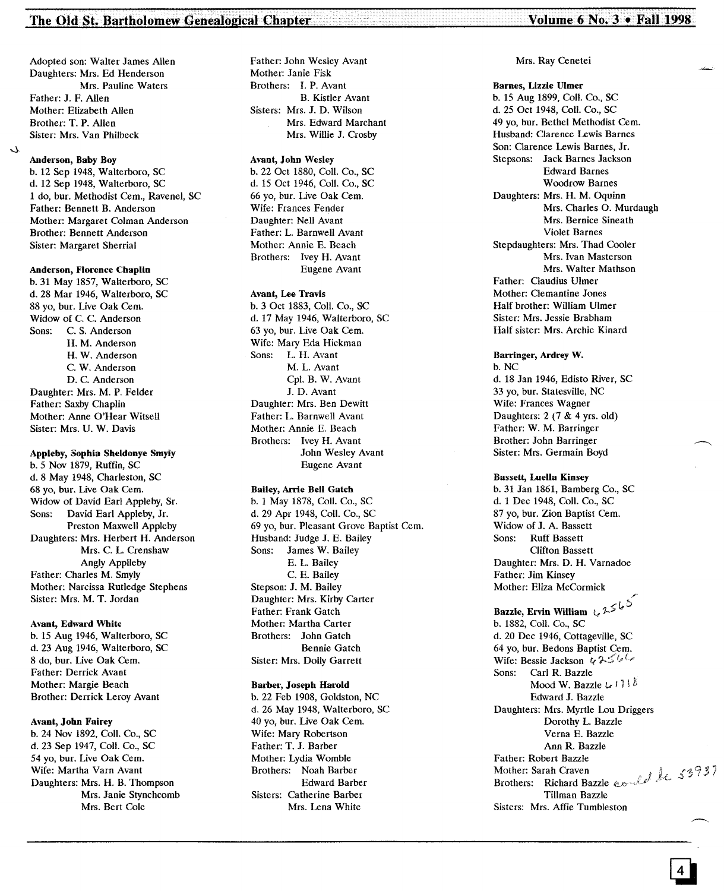Adopted son: Walter James Allen
Daughters: Mrs. Ed Henderson
Mrs. Pauline Waters
Father: J. F. Allen
Mother: Elizabeth Allen
Brother: T. P. Allen
Sister: Mrs. Van Philbeck

**Anderson, Baby Boy**
b. 12 Sep 1948, Walterboro, SC
d. 12 Sep 1948, Walterboro, SC
1 do, bur. Methodist Cem., Ravenel, SC
Father: Bennett B. Anderson
Mother: Margaret Colman Anderson
Brother: Bennett Anderson
Sister: Margaret Sherrial

**Anderson, Florence Chaplin**
b. 31 May 1857, Walterboro, SC
d. 28 Mar 1946, Walterboro, SC
88 yo, bur. Live Oak Cem.
Widow of C. C. Anderson
Sons: C. S. Anderson
H. M. Anderson
H. W. Anderson
C. W. Anderson
D. C. Anderson
Daughter: Mrs. M. P. Felder
Father: Saxby Chaplin
Mother: Anne O'Hear Witsell
Sister: Mrs. U. W. Davis

**Appleby, Sophia Sheldonye Smyly**
b. 5 Nov 1879, Ruffin, SC
d. 8 May 1948, Charleston, SC
68 yo, bur. Live Oak Cem.
Widow of David Earl Appleby, Sr.
Sons: David Earl Appleby, Jr.
Preston Maxwell Appleby
Daughters: Mrs. Herbert H. Anderson
Mrs. C. L. Crenshaw
Angly Applleby
Father: Charles M. Smyly
Mother: Narcissa Rutledge Stephens
Sister: Mrs. M. T. Jordan

**Avant, Edward White**
b. 15 Aug 1946, Walterboro, SC
d. 23 Aug 1946, Walterboro, SC
8 do, bur. Live Oak Cem.
Father: Derrick Avant
Mother: Margie Beach
Brother: Derrick Leroy Avant

**Avant, John Fairey**
b. 24 Nov 1892, Coll. Co., SC
d. 23 Sep 1947, Coll. Co., SC
54 yo, bur. Live Oak Cem.
Wife: Martha Varn Avant
Daughters: Mrs. H. B. Thompson
Mrs. Janie Stynchcomb
Mrs. Bert Cole
Father: John Wesley Avant
Mother: Janie Fisk
Brothers: I. P. Avant
B. Kistler Avant
Sisters: Mrs. J. D. Wilson
Mrs. Edward Marchant
Mrs. Willie J. Crosby

**Avant, John Wesley**
b. 22 Oct 1880, Coll. Co., SC
d. 15 Oct 1946, Coll. Co., SC
66 yo, bur. Live Oak Cem.
Wife: Frances Fender
Daughter: Nell Avant
Father: L. Barnwell Avant
Mother: Annie E. Beach
Brothers: Ivey H. Avant
Eugene Avant

**Avant, Lee Travis**
b. 3 Oct 1883, Coll. Co., SC
d. 17 May 1946, Walterboro, SC
63 yo, bur. Live Oak Cem.
Wife: Mary Eda Hickman
Sons: L. H. Avant
M. L. Avant
Cpl. B. W. Avant
J. D. Avant
Daughter: Mrs. Ben Dewitt
Father: L. Barnwell Avant
Mother: Annie E. Beach
Brothers: Ivey H. Avant
John Wesley Avant
Eugene Avant

**Bailey, Arrie Bell Gatch**
b. 1 May 1878, Coll. Co., SC
d. 29 Apr 1948, Coll. Co., SC
69 yo, bur. Pleasant Grove Baptist Cem.
Husband: Judge J. E. Bailey
Sons: James W. Bailey
E. L. Bailey
C. E. Bailey
Stepson: J. M. Bailey
Daughter: Mrs. Kirby Carter
Father: Frank Gatch
Mother: Martha Carter
Brothers: John Gatch
Bennie Gatch
Sister: Mrs. Dolly Garrett

**Barber, Joseph Harold**
b. 22 Feb 1908, Goldston, NC
d. 26 May 1948, Walterboro, SC
40 yo, bur. Live Oak Cem.
Wife: Mary Robertson
Father: T. J. Barber
Mother: Lydia Womble
Brothers: Noah Barber
Edward Barber
Sisters: Catherine Barber
Mrs. Lena White
Mrs. Ray Cenetei

**Barnes, Lizzie Ulmer**
b. 15 Aug 1899, Coll. Co., SC
d. 25 Oct 1948, Coll. Co., SC
49 yo, bur. Bethel Methodist Cem.
Husband: Clarence Lewis Barnes
Son: Clarence Lewis Barnes, Jr.
Stepsons: Jack Barnes Jackson
Edward Barnes
Woodrow Barnes
Daughters: Mrs. H. M. Oquinn
Mrs. Charles O. Murdaugh
Mrs. Bernice Sineath
Violet Barnes
Stepdaughters: Mrs. Thad Cooler
Mrs. Ivan Masterson
Mrs. Walter Mathson
Father: Claudius Ulmer
Mother: Clementine Jones
Half brother: William Ulmer
Sister: Mrs. Jessie Brabham
Half sister: Mrs. Archie Kinard

**Barringer, Ardrey W.**
b. NC
d. 18 Jan 1946, Edisto River, SC
33 yo, bur. Statesville, NC
Wife: Frances Wagner
Daughters: 2 (7 & 4 yrs. old)
Father: W. M. Barringer
Brother: John Barringer
Sister: Mrs. Germain Boyd

**Bassett, Luella Kinsey**
b. 31 Jan 1861, Bamberg Co., SC
d. 1 Dec 1948, Coll. Co., SC
87 yo, bur. Zion Baptist Cem.
Widow of J. A. Bassett
Sons: Ruff Bassett
Clifton Bassett
Daughter: Mrs. D. H. Varnadoe
Father: Jim Kinsey
Mother: Eliza McCormick

**Bazzle, Ervin William** 62565
b. 1882, Coll. Co., SC
d. 20 Dec 1946, Cottageville, SC
64 yo, bur. Bedons Baptist Cem.
Wife: Bessie Jackson 62566
Sons: Carl R. Bazzle
Mood W. Bazzle 61718
Edward J. Bazzle
Daughters: Mrs. Myrtle Lou Driggers
Dorothy L. Bazzle
Verna E. Bazzle
Ann R. Bazzle
Father: Robert Bazzle
Mother: Sarah Craven
Brothers: Richard Bazzle could be 53937
Tillman Bazzle
Sisters: Mrs. Affie Tumbleston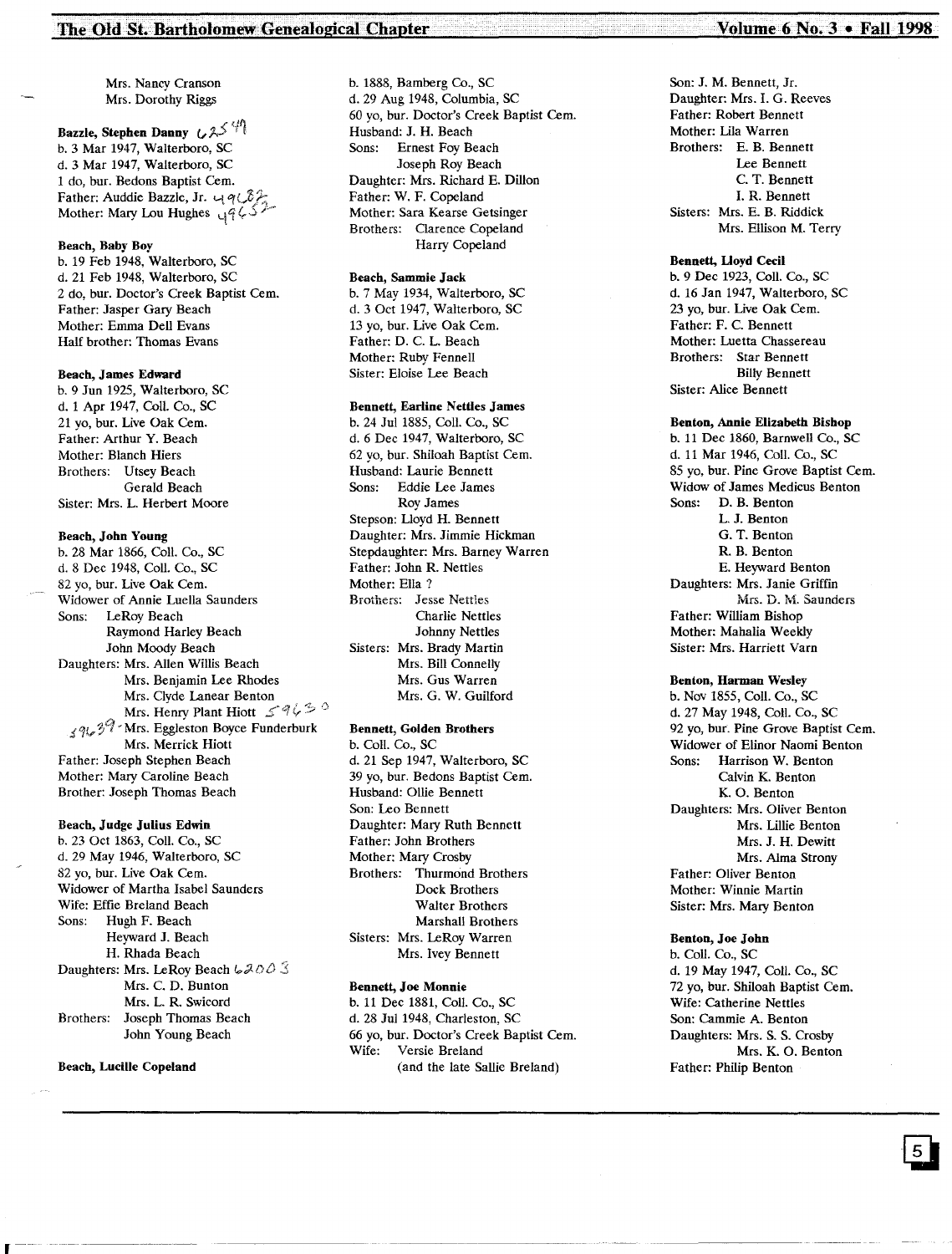Mrs. Nancy Cranson
Mrs. Dorothy Riggs

**Bazzle, Stephen Danny** 62549
b. 3 Mar 1947, Walterboro, SC
d. 3 Mar 1947, Walterboro, SC
1 do, bur. Bedons Baptist Cem.
Father: Auddie Bazzle, Jr. 49682
Mother: Mary Lou Hughes 49652

**Beach, Baby Boy**
b. 19 Feb 1948, Walterboro, SC
d. 21 Feb 1948, Walterboro, SC
2 do, bur. Doctor's Creek Baptist Cem.
Father: Jasper Gary Beach
Mother: Emma Dell Evans
Half brother: Thomas Evans

**Beach, James Edward**
b. 9 Jun 1925, Walterboro, SC
d. 1 Apr 1947, Coll. Co., SC
21 yo, bur. Live Oak Cem.
Father: Arthur Y. Beach
Mother: Blanch Hiers
Brothers: Utsey Beach
Gerald Beach
Sister: Mrs. L. Herbert Moore

**Beach, John Young**
b. 28 Mar 1866, Coll. Co., SC
d. 8 Dec 1948, Coll. Co., SC
82 yo, bur. Live Oak Cem.
Widower of Annie Luella Saunders
Sons: LeRoy Beach
Raymond Harley Beach
John Moody Beach
Daughters: Mrs. Allen Willis Beach
Mrs. Benjamin Lee Rhodes
Mrs. Clyde Lanear Benton
Mrs. Henry Plant Hiott 59630
59639 - Mrs. Eggleston Boyce Funderburk
Mrs. Merrick Hiott
Father: Joseph Stephen Beach
Mother: Mary Caroline Beach
Brother: Joseph Thomas Beach

**Beach, Judge Julius Edwin**
b. 23 Oct 1863, Coll. Co., SC
d. 29 May 1946, Walterboro, SC
82 yo, bur. Live Oak Cem.
Widower of Martha Isabel Saunders
Wife: Effie Breland Beach
Sons: Hugh F. Beach
Heyward J. Beach
H. Rhada Beach
Daughters: Mrs. LeRoy Beach 62003
Mrs. C. D. Bunton
Mrs. L. R. Swicord
Brothers: Joseph Thomas Beach
John Young Beach

**Beach, Lucille Copeland**
b. 1888, Bamberg Co., SC
d. 29 Aug 1948, Columbia, SC
60 yo, bur. Doctor's Creek Baptist Cem.
Husband: J. H. Beach
Sons: Ernest Foy Beach
Joseph Roy Beach
Daughter: Mrs. Richard E. Dillon
Father: W. F. Copeland
Mother: Sara Kearse Getsinger
Brothers: Clarence Copeland
Harry Copeland

**Beach, Sammie Jack**
b. 7 May 1934, Walterboro, SC
d. 3 Oct 1947, Walterboro, SC
13 yo, bur. Live Oak Cem.
Father: D. C. L. Beach
Mother: Ruby Fennell
Sister: Eloise Lee Beach

**Bennett, Earline Nettles James**
b. 24 Jul 1885, Coll. Co., SC
d. 6 Dec 1947, Walterboro, SC
62 yo, bur. Shiloah Baptist Cem.
Husband: Laurie Bennett
Sons: Eddie Lee James
Roy James
Stepson: Lloyd H. Bennett
Daughter: Mrs. Jimmie Hickman
Stepdaughter: Mrs. Barney Warren
Father: John R. Nettles
Mother: Ella ?
Brothers: Jesse Nettles
Charlie Nettles
Johnny Nettles
Sisters: Mrs. Brady Martin
Mrs. Bill Connelly
Mrs. Gus Warren
Mrs. G. W. Guilford

**Bennett, Golden Brothers**
b. Coll. Co., SC
d. 21 Sep 1947, Walterboro, SC
39 yo, bur. Bedons Baptist Cem.
Husband: Ollie Bennett
Son: Leo Bennett
Daughter: Mary Ruth Bennett
Father: John Brothers
Mother: Mary Crosby
Brothers: Thurmond Brothers
Dock Brothers
Walter Brothers
Marshall Brothers
Sisters: Mrs. LeRoy Warren
Mrs. Ivey Bennett

**Bennett, Joe Monnie**
b. 11 Dec 1881, Coll. Co., SC
d. 28 Jul 1948, Charleston, SC
66 yo, bur. Doctor's Creek Baptist Cem.
Wife: Versie Breland
(and the late Sallie Breland)
Son: J. M. Bennett, Jr.
Daughter: Mrs. I. G. Reeves
Father: Robert Bennett
Mother: Lila Warren
Brothers: E. B. Bennett
Lee Bennett
C. T. Bennett
I. R. Bennett
Sisters: Mrs. E. B. Riddick
Mrs. Ellison M. Terry

**Bennett, Lloyd Cecil**
b. 9 Dec 1923, Coll. Co., SC
d. 16 Jan 1947, Walterboro, SC
23 yo, bur. Live Oak Cem.
Father: F. C. Bennett
Mother: Luetta Chassereau
Brothers: Star Bennett
Billy Bennett
Sister: Alice Bennett

**Benton, Annie Elizabeth Bishop**
b. 11 Dec 1860, Barnwell Co., SC
d. 11 Mar 1946, Coll. Co., SC
85 yo, bur. Pine Grove Baptist Cem.
Widow of James Medicus Benton
Sons: D. B. Benton
L. J. Benton
G. T. Benton
R. B. Benton
E. Heyward Benton
Daughters: Mrs. Janie Griffin
Mrs. D. M. Saunders
Father: William Bishop
Mother: Mahalia Weekly
Sister: Mrs. Harriett Varn

**Benton, Harman Wesley**
b. Nov 1855, Coll. Co., SC
d. 27 May 1948, Coll. Co., SC
92 yo, bur. Pine Grove Baptist Cem.
Widower of Elinor Naomi Benton
Sons: Harrison W. Benton
Calvin K. Benton
K. O. Benton
Daughters: Mrs. Oliver Benton
Mrs. Lillie Benton
Mrs. J. H. Dewitt
Mrs. Alma Strony
Father: Oliver Benton
Mother: Winnie Martin
Sister: Mrs. Mary Benton

**Benton, Joe John**
b. Coll. Co., SC
d. 19 May 1947, Coll. Co., SC
72 yo, bur. Shiloah Baptist Cem.
Wife: Catherine Nettles
Son: Cammie A. Benton
Daughters: Mrs. S. S. Crosby
Mrs. K. O. Benton
Father: Philip Benton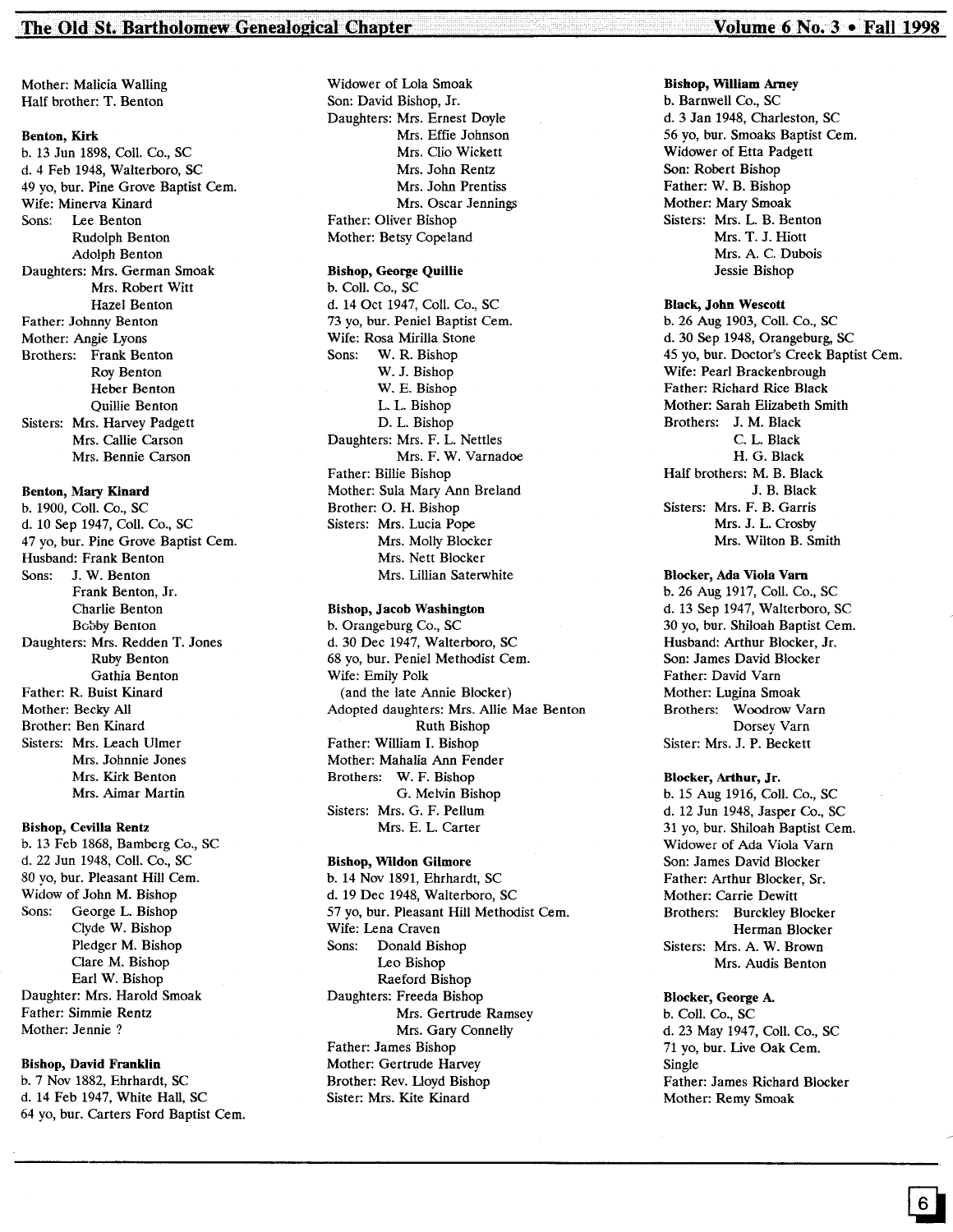Mother: Malicia Walling
Half brother: T. Benton

**Benton, Kirk**
b. 13 Jun 1898, Coll. Co., SC
d. 4 Feb 1948, Walterboro, SC
49 yo, bur. Pine Grove Baptist Cem.
Wife: Minerva Kinard
Sons: Lee Benton
Rudolph Benton
Adolph Benton
Daughters: Mrs. German Smoak
Mrs. Robert Witt
Hazel Benton
Father: Johnny Benton
Mother: Angie Lyons
Brothers: Frank Benton
Roy Benton
Heber Benton
Quillie Benton
Sisters: Mrs. Harvey Padgett
Mrs. Callie Carson
Mrs. Bennie Carson

**Benton, Mary Kinard**
b. 1900, Coll. Co., SC
d. 10 Sep 1947, Coll. Co., SC
47 yo, bur. Pine Grove Baptist Cem.
Husband: Frank Benton
Sons: J. W. Benton
Frank Benton, Jr.
Charlie Benton
Bobby Benton
Daughters: Mrs. Redden T. Jones
Ruby Benton
Gathia Benton
Father: R. Buist Kinard
Mother: Becky All
Brother: Ben Kinard
Sisters: Mrs. Leach Ulmer
Mrs. Johnnie Jones
Mrs. Kirk Benton
Mrs. Aimar Martin

**Bishop, Cevilla Rentz**
b. 13 Feb 1868, Bamberg Co., SC
d. 22 Jun 1948, Coll. Co., SC
80 yo, bur. Pleasant Hill Cem.
Widow of John M. Bishop
Sons: George L. Bishop
Clyde W. Bishop
Pledger M. Bishop
Clare M. Bishop
Earl W. Bishop
Daughter: Mrs. Harold Smoak
Father: Simmie Rentz
Mother: Jennie ?

**Bishop, David Franklin**
b. 7 Nov 1882, Ehrhardt, SC
d. 14 Feb 1947, White Hall, SC
64 yo, bur. Carters Ford Baptist Cem.
Widower of Lola Smoak
Son: David Bishop, Jr.
Daughters: Mrs. Ernest Doyle
Mrs. Effie Johnson
Mrs. Clio Wickett
Mrs. John Rentz
Mrs. John Prentiss
Mrs. Oscar Jennings
Father: Oliver Bishop
Mother: Betsy Copeland

**Bishop, George Quillie**
b. Coll. Co., SC
d. 14 Oct 1947, Coll. Co., SC
73 yo, bur. Peniel Baptist Cem.
Wife: Rosa Mirilla Stone
Sons: W. R. Bishop
W. J. Bishop
W. E. Bishop
L. L. Bishop
D. L. Bishop
Daughters: Mrs. F. L. Nettles
Mrs. F. W. Varnadoe
Father: Billie Bishop
Mother: Sula Mary Ann Breland
Brother: O. H. Bishop
Sisters: Mrs. Lucia Pope
Mrs. Molly Blocker
Mrs. Nett Blocker
Mrs. Lillian Saterwhite

**Bishop, Jacob Washington**
b. Orangeburg Co., SC
d. 30 Dec 1947, Walterboro, SC
68 yo, bur. Peniel Methodist Cem.
Wife: Emily Polk
(and the late Annie Blocker)
Adopted daughters: Mrs. Allie Mae Benton
Ruth Bishop
Father: William I. Bishop
Mother: Mahalia Ann Fender
Brothers: W. F. Bishop
G. Melvin Bishop
Sisters: Mrs. G. F. Pellum
Mrs. E. L. Carter

**Bishop, Wildon Gilmore**
b. 14 Nov 1891, Ehrhardt, SC
d. 19 Dec 1948, Walterboro, SC
57 yo, bur. Pleasant Hill Methodist Cem.
Wife: Lena Craven
Sons: Donald Bishop
Leo Bishop
Raeford Bishop
Daughters: Freeda Bishop
Mrs. Gertrude Ramsey
Mrs. Gary Connelly
Father: James Bishop
Mother: Gertrude Harvey
Brother: Rev. Lloyd Bishop
Sister: Mrs. Kite Kinard

**Bishop, William Arney**
b. Barnwell Co., SC
d. 3 Jan 1948, Charleston, SC
56 yo, bur. Smoaks Baptist Cem.
Widower of Etta Padgett
Son: Robert Bishop
Father: W. B. Bishop
Mother: Mary Smoak
Sisters: Mrs. L. B. Benton
Mrs. T. J. Hiott
Mrs. A. C. Dubois
Jessie Bishop

**Black, John Wescott**
b. 26 Aug 1903, Coll. Co., SC
d. 30 Sep 1948, Orangeburg, SC
45 yo, bur. Doctor's Creek Baptist Cem.
Wife: Pearl Brackenbrough
Father: Richard Rice Black
Mother: Sarah Elizabeth Smith
Brothers: J. M. Black
C. L. Black
H. G. Black
Half brothers: M. B. Black
J. B. Black
Sisters: Mrs. F. B. Garris
Mrs. J. L. Crosby
Mrs. Wilton B. Smith

**Blocker, Ada Viola Varn**
b. 26 Aug 1917, Coll. Co., SC
d. 13 Sep 1947, Walterboro, SC
30 yo, bur. Shiloah Baptist Cem.
Husband: Arthur Blocker, Jr.
Son: James David Blocker
Father: David Varn
Mother: Lugina Smoak
Brothers: Woodrow Varn
Dorsey Varn
Sister: Mrs. J. P. Beckett

**Blocker, Arthur, Jr.**
b. 15 Aug 1916, Coll. Co., SC
d. 12 Jun 1948, Jasper Co., SC
31 yo, bur. Shiloah Baptist Cem.
Widower of Ada Viola Varn
Son: James David Blocker
Father: Arthur Blocker, Sr.
Mother: Carrie Dewitt
Brothers: Burckley Blocker
Herman Blocker
Sisters: Mrs. A. W. Brown
Mrs. Audis Benton

**Blocker, George A.**
b. Coll. Co., SC
d. 23 May 1947, Coll. Co., SC
71 yo, bur. Live Oak Cem.
Single
Father: James Richard Blocker
Mother: Remy Smoak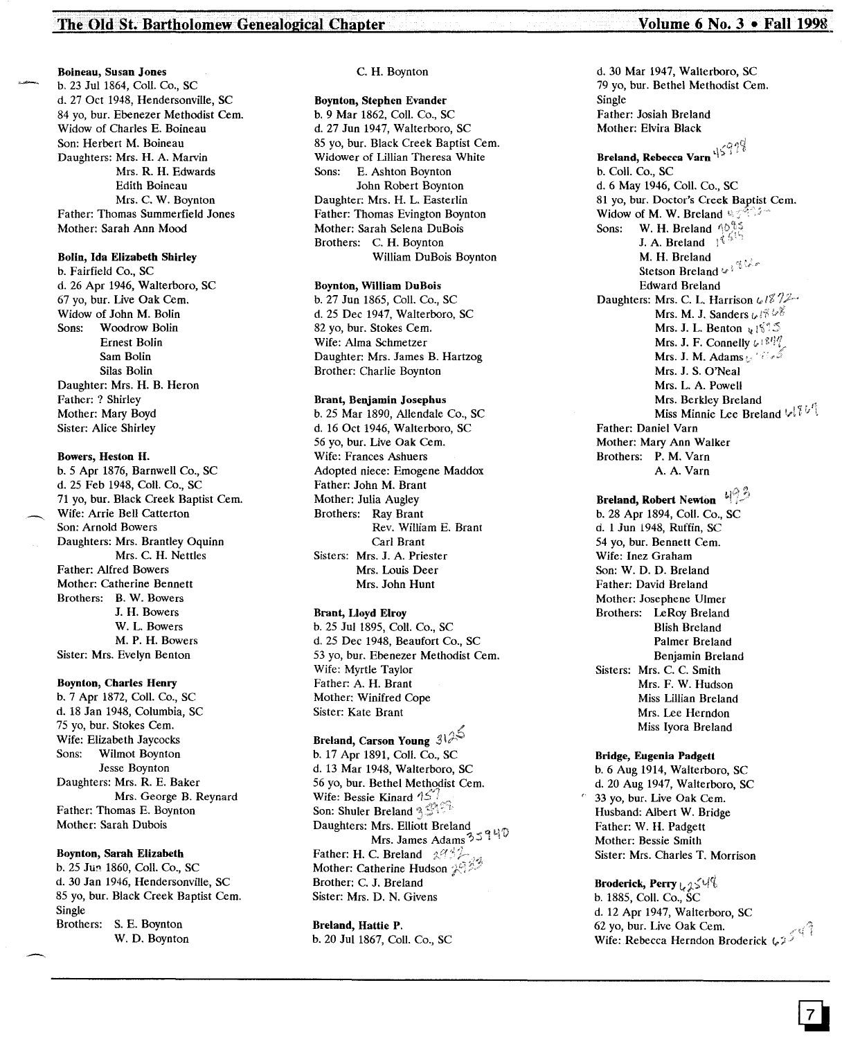**Boineau, Susan Jones**
b. 23 Jul 1864, Coll. Co., SC
d. 27 Oct 1948, Hendersonville, SC
84 yo, bur. Ebenezer Methodist Cem.
Widow of Charles E. Boineau
Son: Herbert M. Boineau
Daughters: Mrs. H. A. Marvin
Mrs. R. H. Edwards
Edith Boineau
Mrs. C. W. Boynton
Father: Thomas Summerfield Jones
Mother: Sarah Ann Mood

**Bolin, Ida Elizabeth Shirley**
b. Fairfield Co., SC
d. 26 Apr 1946, Walterboro, SC
67 yo, bur. Live Oak Cem.
Widow of John M. Bolin
Sons: Woodrow Bolin
Ernest Bolin
Sam Bolin
Silas Bolin
Daughter: Mrs. H. B. Heron
Father: ? Shirley
Mother: Mary Boyd
Sister: Alice Shirley

**Bowers, Heston H.**
b. 5 Apr 1876, Barnwell Co., SC
d. 25 Feb 1948, Coll. Co., SC
71 yo, bur. Black Creek Baptist Cem.
Wife: Arrie Bell Catterton
Son: Arnold Bowers
Daughters: Mrs. Brantley Oquinn
Mrs. C. H. Nettles
Father: Alfred Bowers
Mother: Catherine Bennett
Brothers: B. W. Bowers
J. H. Bowers
W. L. Bowers
M. P. H. Bowers
Sister: Mrs. Evelyn Benton

**Boynton, Charles Henry**
b. 7 Apr 1872, Coll. Co., SC
d. 18 Jan 1948, Columbia, SC
75 yo, bur. Stokes Cem.
Wife: Elizabeth Jaycocks
Sons: Wilmot Boynton
Jesse Boynton
Daughters: Mrs. R. E. Baker
Mrs. George B. Reynard
Father: Thomas E. Boynton
Mother: Sarah Dubois

**Boynton, Sarah Elizabeth**
b. 25 Jun 1860, Coll. Co., SC
d. 30 Jan 1946, Hendersonville, SC
85 yo, bur. Black Creek Baptist Cem.
Single
Brothers: S. E. Boynton
W. D. Boynton
C. H. Boynton

**Boynton, Stephen Evander**
b. 9 Mar 1862, Coll. Co., SC
d. 27 Jun 1947, Walterboro, SC
85 yo, bur. Black Creek Baptist Cem.
Widower of Lillian Theresa White
Sons: E. Ashton Boynton
John Robert Boynton
Daughter: Mrs. H. L. Easterlin
Father: Thomas Evington Boynton
Mother: Sarah Selena DuBois
Brothers: C. H. Boynton
William DuBois Boynton

**Boynton, William DuBois**
b. 27 Jun 1865, Coll. Co., SC
d. 25 Dec 1947, Walterboro, SC
82 yo, bur. Stokes Cem.
Wife: Alma Schmetzer
Daughter: Mrs. James B. Hartzog
Brother: Charlie Boynton

**Brant, Benjamin Josephus**
b. 25 Mar 1890, Allendale Co., SC
d. 16 Oct 1946, Walterboro, SC
56 yo, bur. Live Oak Cem.
Wife: Frances Ashuers
Adopted niece: Emogene Maddox
Father: John M. Brant
Mother: Julia Augley
Brothers: Ray Brant
Rev. William E. Brant
Carl Brant
Sisters: Mrs. J. A. Priester
Mrs. Louis Deer
Mrs. John Hunt

**Brant, Lloyd Elroy**
b. 25 Jul 1895, Coll. Co., SC
d. 25 Dec 1948, Beaufort Co., SC
53 yo, bur. Ebenezer Methodist Cem.
Wife: Myrtle Taylor
Father: A. H. Brant
Mother: Winifred Cope
Sister: Kate Brant

**Breland, Carson Young** 3125
b. 17 Apr 1891, Coll. Co., SC
d. 13 Mar 1948, Walterboro, SC
56 yo, bur. Bethel Methodist Cem.
Wife: Bessie Kinard 157
Son: Shuler Breland
Daughters: Mrs. Elliott Breland
Mrs. James Adams 35940
Father: H. C. Breland 2932
Mother: Catherine Hudson 2933
Brother: C. J. Breland
Sister: Mrs. D. N. Givens

**Breland, Hattie P.**
b. 20 Jul 1867, Coll. Co., SC
d. 30 Mar 1947, Walterboro, SC
79 yo, bur. Bethel Methodist Cem.
Single
Father: Josiah Breland
Mother: Elvira Black

**Breland, Rebecca Varn** 45978
b. Coll. Co., SC
d. 6 May 1946, Coll. Co., SC
81 yo, bur. Doctor's Creek Baptist Cem.
Widow of M. W. Breland
Sons: W. H. Breland
J. A. Breland
M. H. Breland
Stetson Breland
Edward Breland
Daughters: Mrs. C. L. Harrison 61872
Mrs. M. J. Sanders 61868
Mrs. J. L. Benton
Mrs. J. F. Connelly
Mrs. J. M. Adams
Mrs. J. S. O'Neal
Mrs. L. A. Powell
Mrs. Berkley Breland
Miss Minnie Lee Breland 61869
Father: Daniel Varn
Mother: Mary Ann Walker
Brothers: P. M. Varn
A. A. Varn

**Breland, Robert Newton** 493
b. 28 Apr 1894, Coll. Co., SC
d. 1 Jun 1948, Ruffin, SC
54 yo, bur. Bennett Cem.
Wife: Inez Graham
Son: W. D. D. Breland
Father: David Breland
Mother: Josephene Ulmer
Brothers: LeRoy Breland
Blish Breland
Palmer Breland
Benjamin Breland
Sisters: Mrs. C. C. Smith
Mrs. F. W. Hudson
Miss Lillian Breland
Mrs. Lee Herndon
Miss Iyora Breland

**Bridge, Eugenia Padgett**
b. 6 Aug 1914, Walterboro, SC
d. 20 Aug 1947, Walterboro, SC
33 yo, bur. Live Oak Cem.
Husband: Albert W. Bridge
Father: W. H. Padgett
Mother: Bessie Smith
Sister: Mrs. Charles T. Morrison

**Broderick, Perry** 62548
b. 1885, Coll. Co., SC
d. 12 Apr 1947, Walterboro, SC
62 yo, bur. Live Oak Cem.
Wife: Rebecca Herndon Broderick 62549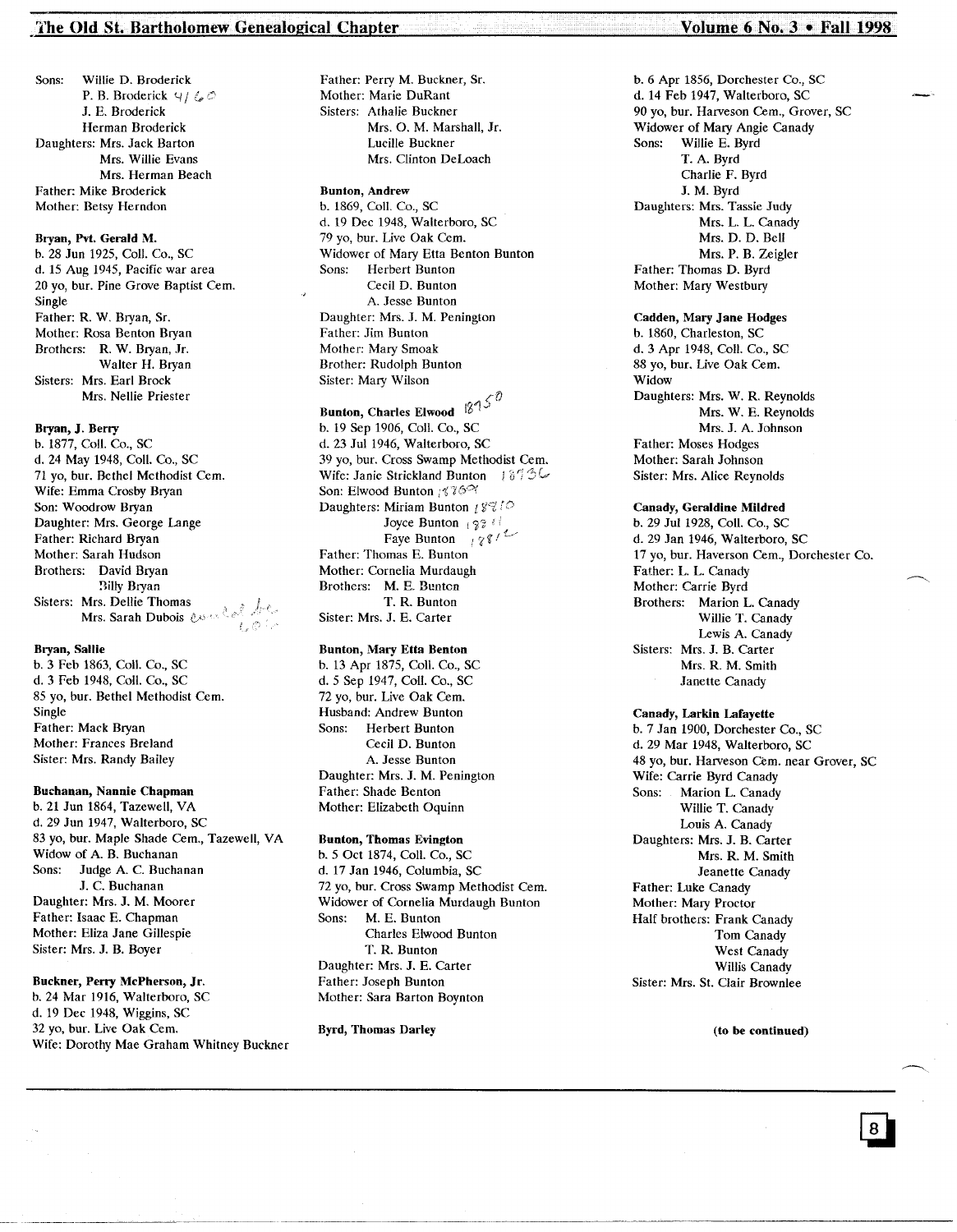Sons: Willie D. Broderick
P. B. Broderick 4/60
J. E. Broderick
Herman Broderick
Daughters: Mrs. Jack Barton
Mrs. Willie Evans
Mrs. Herman Beach
Father: Mike Broderick
Mother: Betsy Herndon

**Bryan, Pvt. Gerald M.**
b. 28 Jun 1925, Coll. Co., SC
d. 15 Aug 1945, Pacific war area
20 yo, bur. Pine Grove Baptist Cem.
Single
Father: R. W. Bryan, Sr.
Mother: Rosa Benton Bryan
Brothers: R. W. Bryan, Jr.
Walter H. Bryan
Sisters: Mrs. Earl Brock
Mrs. Nellie Priester

**Bryan, J. Berry**
b. 1877, Coll. Co., SC
d. 24 May 1948, Coll. Co., SC
71 yo, bur. Bethel Methodist Cem.
Wife: Emma Crosby Bryan
Son: Woodrow Bryan
Daughter: Mrs. George Lange
Father: Richard Bryan
Mother: Sarah Hudson
Brothers: David Bryan
Billy Bryan
Sisters: Mrs. Dellie Thomas
Mrs. Sarah Dubois

**Bryan, Sallie**
b. 3 Feb 1863, Coll. Co., SC
d. 3 Feb 1948, Coll. Co., SC
85 yo, bur. Bethel Methodist Cem.
Single
Father: Mack Bryan
Mother: Frances Breland
Sister: Mrs. Randy Bailey

**Buchanan, Nannie Chapman**
b. 21 Jun 1864, Tazewell, VA
d. 29 Jun 1947, Walterboro, SC
83 yo, bur. Maple Shade Cem., Tazewell, VA
Widow of A. B. Buchanan
Sons: Judge A. C. Buchanan
J. C. Buchanan
Daughter: Mrs. J. M. Moorer
Father: Isaac E. Chapman
Mother: Eliza Jane Gillespie
Sister: Mrs. J. B. Boyer

**Buckner, Perry McPherson, Jr.**
b. 24 Mar 1916, Walterboro, SC
d. 19 Dec 1948, Wiggins, SC
32 yo, bur. Live Oak Cem.
Wife: Dorothy Mae Graham Whitney Buckner
Father: Perry M. Buckner, Sr.
Mother: Marie DuRant
Sisters: Athalie Buckner
Mrs. O. M. Marshall, Jr.
Lucille Buckner
Mrs. Clinton DeLoach

**Bunton, Andrew**
b. 1869, Coll. Co., SC
d. 19 Dec 1948, Walterboro, SC
79 yo, bur. Live Oak Cem.
Widower of Mary Etta Benton Bunton
Sons: Herbert Bunton
Cecil D. Bunton
A. Jesse Bunton
Daughter: Mrs. J. M. Penington
Father: Jim Bunton
Mother: Mary Smoak
Brother: Rudolph Bunton
Sister: Mary Wilson

**Bunton, Charles Elwood** 1850
b. 19 Sep 1906, Coll. Co., SC
d. 23 Jul 1946, Walterboro, SC
39 yo, bur. Cross Swamp Methodist Cem.
Wife: Janie Strickland Bunton 1873
Son: Elwood Bunton 1869
Daughters: Miriam Bunton 1870
Joyce Bunton 1871
Faye Bunton 1872
Father: Thomas E. Bunton
Mother: Cornelia Murdaugh
Brothers: M. E. Bunton
T. R. Bunton
Sister: Mrs. J. E. Carter

**Bunton, Mary Etta Benton**
b. 13 Apr 1875, Coll. Co., SC
d. 5 Sep 1947, Coll. Co., SC
72 yo, bur. Live Oak Cem.
Husband: Andrew Bunton
Sons: Herbert Bunton
Cecil D. Bunton
A. Jesse Bunton
Daughter: Mrs. J. M. Penington
Father: Shade Benton
Mother: Elizabeth Oquinn

**Bunton, Thomas Evington**
b. 5 Oct 1874, Coll. Co., SC
d. 17 Jan 1946, Columbia, SC
72 yo, bur. Cross Swamp Methodist Cem.
Widower of Cornelia Murdaugh Bunton
Sons: M. E. Bunton
Charles Elwood Bunton
T. R. Bunton
Daughter: Mrs. J. E. Carter
Father: Joseph Bunton
Mother: Sara Barton Boynton

**Byrd, Thomas Darley**
b. 6 Apr 1856, Dorchester Co., SC
d. 14 Feb 1947, Walterboro, SC
90 yo, bur. Harveson Cem., Grover, SC
Widower of Mary Angie Canady
Sons: Willie E. Byrd
T. A. Byrd
Charlie F. Byrd
J. M. Byrd
Daughters: Mrs. Tassie Judy
Mrs. L. L. Canady
Mrs. D. D. Bell
Mrs. P. B. Zeigler
Father: Thomas D. Byrd
Mother: Mary Westbury

**Cadden, Mary Jane Hodges**
b. 1860, Charleston, SC
d. 3 Apr 1948, Coll. Co., SC
88 yo, bur. Live Oak Cem.
Widow
Daughters: Mrs. W. R. Reynolds
Mrs. W. E. Reynolds
Mrs. J. A. Johnson
Father: Moses Hodges
Mother: Sarah Johnson
Sister: Mrs. Alice Reynolds

**Canady, Geraldine Mildred**
b. 29 Jul 1928, Coll. Co., SC
d. 29 Jan 1946, Walterboro, SC
17 yo, bur. Haverson Cem., Dorchester Co.
Father: L. L. Canady
Mother: Carrie Byrd
Brothers: Marion L. Canady
Willie T. Canady
Lewis A. Canady
Sisters: Mrs. J. B. Carter
Mrs. R. M. Smith
Janette Canady

**Canady, Larkin Lafayette**
b. 7 Jan 1900, Dorchester Co., SC
d. 29 Mar 1948, Walterboro, SC
48 yo, bur. Harveson Cem. near Grover, SC
Wife: Carrie Byrd Canady
Sons: Marion L. Canady
Willie T. Canady
Louis A. Canady
Daughters: Mrs. J. B. Carter
Mrs. R. M. Smith
Jeanette Canady
Father: Luke Canady
Mother: Mary Proctor
Half brothers: Frank Canady
Tom Canady
West Canady
Willis Canady
Sister: Mrs. St. Clair Brownlee

**(to be continued)**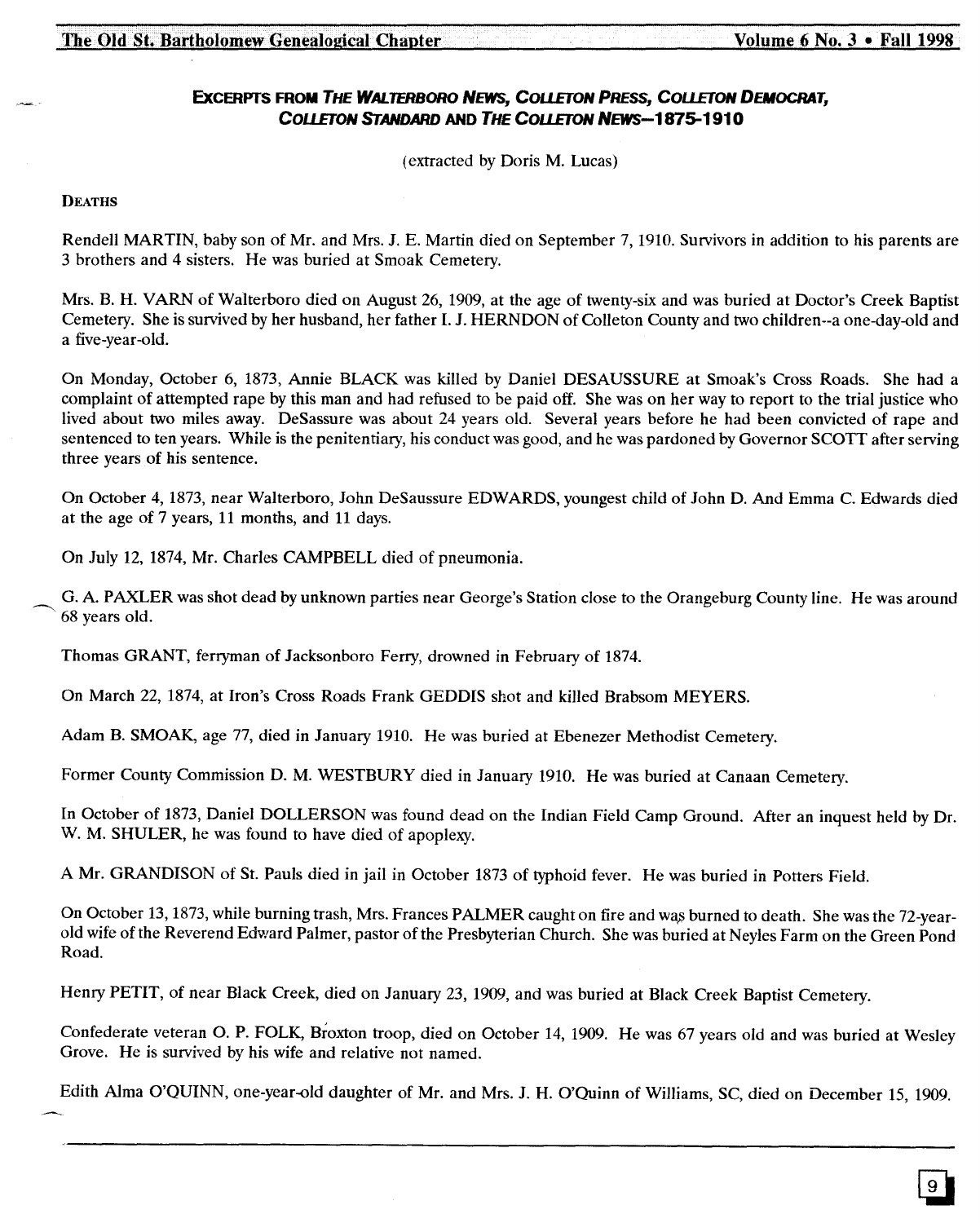## Excerpts from *The Walterboro News*, *Colleton Press*, *Colleton Democrat*, *Colleton Standard* and *The Colleton News*—1875-1910

(extracted by Doris M. Lucas)

**Deaths**

Rendell MARTIN, baby son of Mr. and Mrs. J. E. Martin died on September 7, 1910. Survivors in addition to his parents are 3 brothers and 4 sisters. He was buried at Smoak Cemetery.

Mrs. B. H. VARN of Walterboro died on August 26, 1909, at the age of twenty-six and was buried at Doctor's Creek Baptist Cemetery. She is survived by her husband, her father I. J. HERNDON of Colleton County and two children--a one-day-old and a five-year-old.

On Monday, October 6, 1873, Annie BLACK was killed by Daniel DESAUSSURE at Smoak's Cross Roads. She had a complaint of attempted rape by this man and had refused to be paid off. She was on her way to report to the trial justice who lived about two miles away. DeSassure was about 24 years old. Several years before he had been convicted of rape and sentenced to ten years. While is the penitentiary, his conduct was good, and he was pardoned by Governor SCOTT after serving three years of his sentence.

On October 4, 1873, near Walterboro, John DeSaussure EDWARDS, youngest child of John D. And Emma C. Edwards died at the age of 7 years, 11 months, and 11 days.

On July 12, 1874, Mr. Charles CAMPBELL died of pneumonia.

G. A. PAXLER was shot dead by unknown parties near George's Station close to the Orangeburg County line. He was around 68 years old.

Thomas GRANT, ferryman of Jacksonboro Ferry, drowned in February of 1874.

On March 22, 1874, at Iron's Cross Roads Frank GEDDIS shot and killed Brabsom MEYERS.

Adam B. SMOAK, age 77, died in January 1910. He was buried at Ebenezer Methodist Cemetery.

Former County Commission D. M. WESTBURY died in January 1910. He was buried at Canaan Cemetery.

In October of 1873, Daniel DOLLERSON was found dead on the Indian Field Camp Ground. After an inquest held by Dr. W. M. SHULER, he was found to have died of apoplexy.

A Mr. GRANDISON of St. Pauls died in jail in October 1873 of typhoid fever. He was buried in Potters Field.

On October 13, 1873, while burning trash, Mrs. Frances PALMER caught on fire and was burned to death. She was the 72-year-old wife of the Reverend Edward Palmer, pastor of the Presbyterian Church. She was buried at Neyles Farm on the Green Pond Road.

Henry PETIT, of near Black Creek, died on January 23, 1909, and was buried at Black Creek Baptist Cemetery.

Confederate veteran O. P. FOLK, Broxton troop, died on October 14, 1909. He was 67 years old and was buried at Wesley Grove. He is survived by his wife and relative not named.

Edith Alma O'QUINN, one-year-old daughter of Mr. and Mrs. J. H. O'Quinn of Williams, SC, died on December 15, 1909.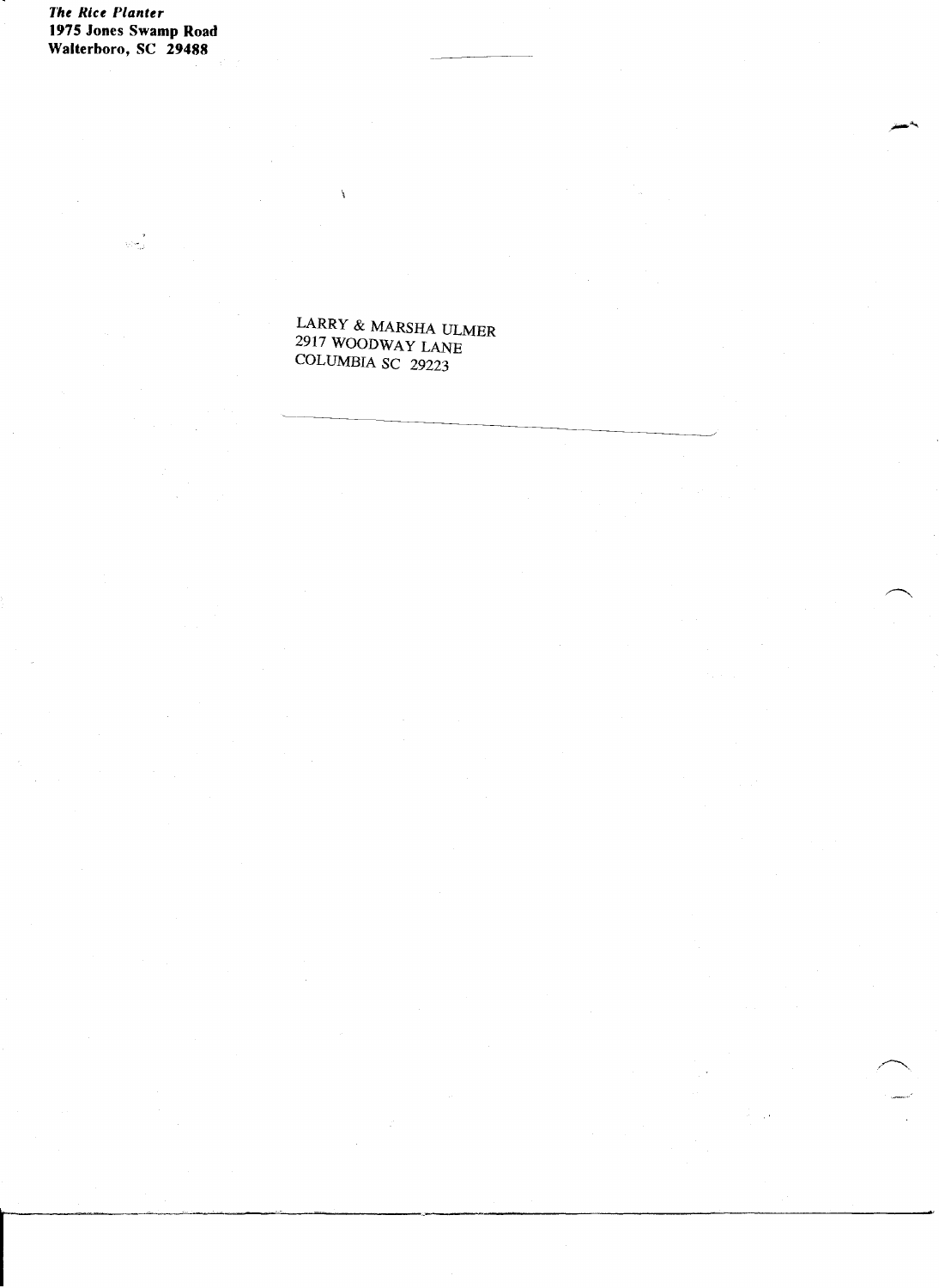***The Rice Planter***
**1975 Jones Swamp Road**
**Walterboro, SC 29488**

LARRY & MARSHA ULMER
2917 WOODWAY LANE
COLUMBIA SC 29223